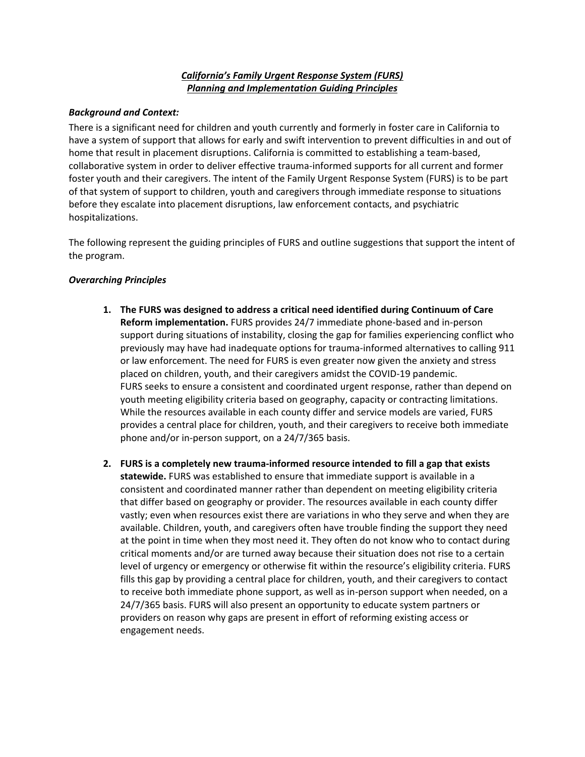# ***California's Family Urgent Response System (FURS)***
# ***Planning and Implementation Guiding Principles***

***Background and Context:***

There is a significant need for children and youth currently and formerly in foster care in California to have a system of support that allows for early and swift intervention to prevent difficulties in and out of home that result in placement disruptions. California is committed to establishing a team-based, collaborative system in order to deliver effective trauma-informed supports for all current and former foster youth and their caregivers. The intent of the Family Urgent Response System (FURS) is to be part of that system of support to children, youth and caregivers through immediate response to situations before they escalate into placement disruptions, law enforcement contacts, and psychiatric hospitalizations.

The following represent the guiding principles of FURS and outline suggestions that support the intent of the program.

***Overarching Principles***

1. **The FURS was designed to address a critical need identified during Continuum of Care Reform implementation.** FURS provides 24/7 immediate phone-based and in-person support during situations of instability, closing the gap for families experiencing conflict who previously may have had inadequate options for trauma-informed alternatives to calling 911 or law enforcement. The need for FURS is even greater now given the anxiety and stress placed on children, youth, and their caregivers amidst the COVID-19 pandemic. FURS seeks to ensure a consistent and coordinated urgent response, rather than depend on youth meeting eligibility criteria based on geography, capacity or contracting limitations. While the resources available in each county differ and service models are varied, FURS provides a central place for children, youth, and their caregivers to receive both immediate phone and/or in-person support, on a 24/7/365 basis.

2. **FURS is a completely new trauma-informed resource intended to fill a gap that exists statewide.** FURS was established to ensure that immediate support is available in a consistent and coordinated manner rather than dependent on meeting eligibility criteria that differ based on geography or provider. The resources available in each county differ vastly; even when resources exist there are variations in who they serve and when they are available. Children, youth, and caregivers often have trouble finding the support they need at the point in time when they most need it. They often do not know who to contact during critical moments and/or are turned away because their situation does not rise to a certain level of urgency or emergency or otherwise fit within the resource's eligibility criteria. FURS fills this gap by providing a central place for children, youth, and their caregivers to contact to receive both immediate phone support, as well as in-person support when needed, on a 24/7/365 basis. FURS will also present an opportunity to educate system partners or providers on reason why gaps are present in effort of reforming existing access or engagement needs.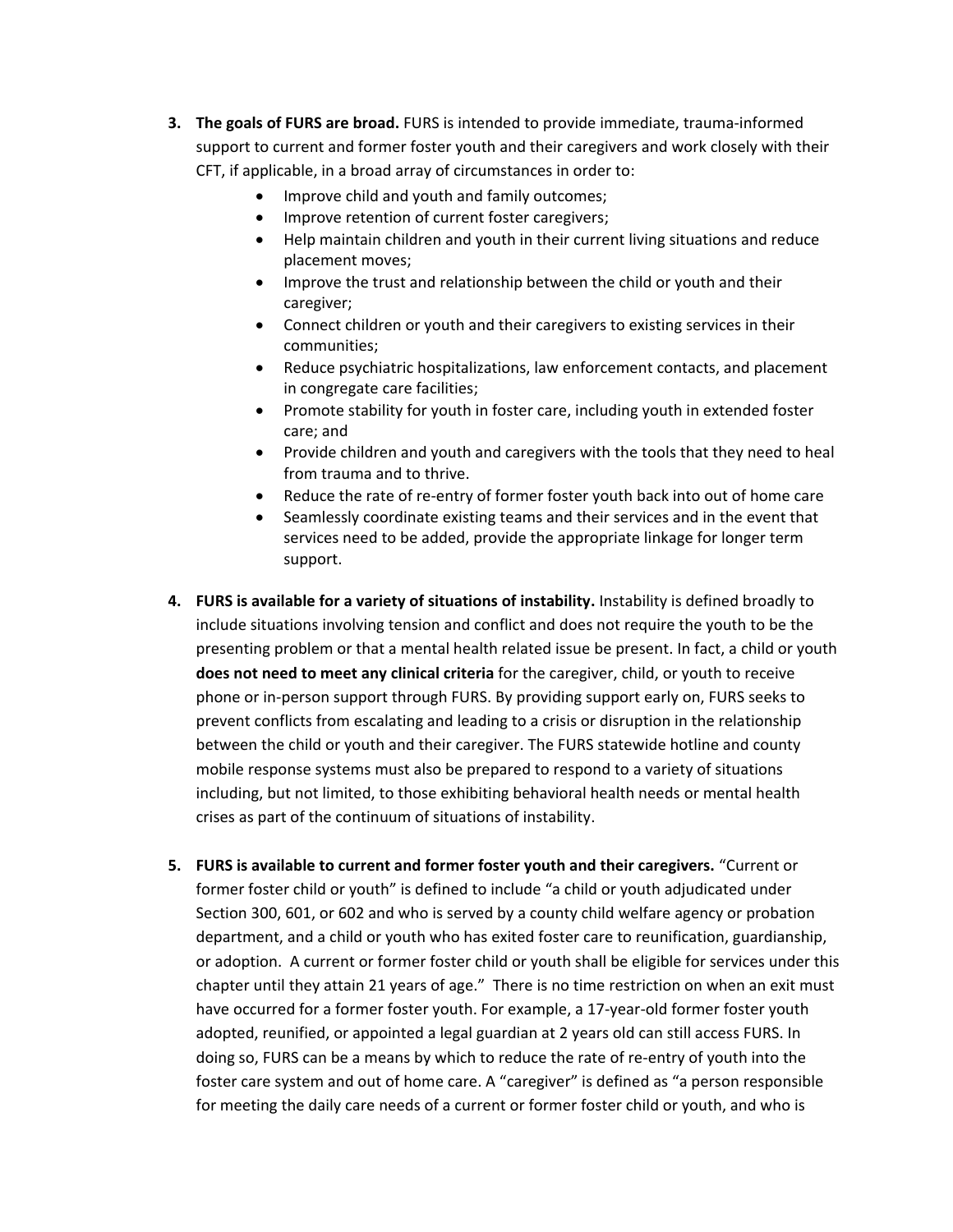3. **The goals of FURS are broad.** FURS is intended to provide immediate, trauma-informed support to current and former foster youth and their caregivers and work closely with their CFT, if applicable, in a broad array of circumstances in order to:
    - Improve child and youth and family outcomes;
    - Improve retention of current foster caregivers;
    - Help maintain children and youth in their current living situations and reduce placement moves;
    - Improve the trust and relationship between the child or youth and their caregiver;
    - Connect children or youth and their caregivers to existing services in their communities;
    - Reduce psychiatric hospitalizations, law enforcement contacts, and placement in congregate care facilities;
    - Promote stability for youth in foster care, including youth in extended foster care; and
    - Provide children and youth and caregivers with the tools that they need to heal from trauma and to thrive.
    - Reduce the rate of re-entry of former foster youth back into out of home care
    - Seamlessly coordinate existing teams and their services and in the event that services need to be added, provide the appropriate linkage for longer term support.

4. **FURS is available for a variety of situations of instability.** Instability is defined broadly to include situations involving tension and conflict and does not require the youth to be the presenting problem or that a mental health related issue be present. In fact, a child or youth **does not need to meet any clinical criteria** for the caregiver, child, or youth to receive phone or in-person support through FURS. By providing support early on, FURS seeks to prevent conflicts from escalating and leading to a crisis or disruption in the relationship between the child or youth and their caregiver. The FURS statewide hotline and county mobile response systems must also be prepared to respond to a variety of situations including, but not limited, to those exhibiting behavioral health needs or mental health crises as part of the continuum of situations of instability.

5. **FURS is available to current and former foster youth and their caregivers.** "Current or former foster child or youth" is defined to include "a child or youth adjudicated under Section 300, 601, or 602 and who is served by a county child welfare agency or probation department, and a child or youth who has exited foster care to reunification, guardianship, or adoption. A current or former foster child or youth shall be eligible for services under this chapter until they attain 21 years of age." There is no time restriction on when an exit must have occurred for a former foster youth. For example, a 17-year-old former foster youth adopted, reunified, or appointed a legal guardian at 2 years old can still access FURS. In doing so, FURS can be a means by which to reduce the rate of re-entry of youth into the foster care system and out of home care. A "caregiver" is defined as "a person responsible for meeting the daily care needs of a current or former foster child or youth, and who is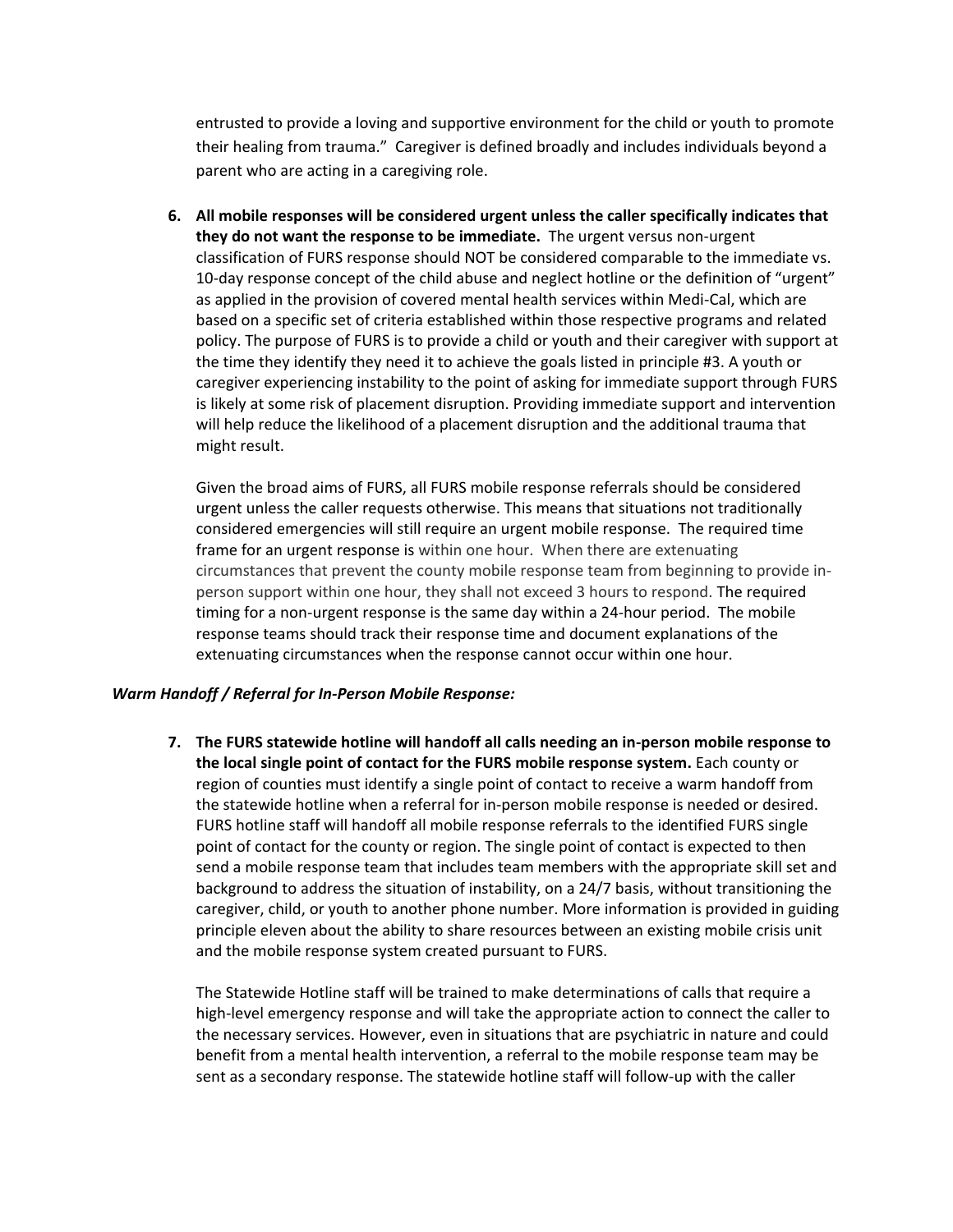entrusted to provide a loving and supportive environment for the child or youth to promote their healing from trauma." Caregiver is defined broadly and includes individuals beyond a parent who are acting in a caregiving role.

6. **All mobile responses will be considered urgent unless the caller specifically indicates that they do not want the response to be immediate.** The urgent versus non-urgent classification of FURS response should NOT be considered comparable to the immediate vs. 10-day response concept of the child abuse and neglect hotline or the definition of "urgent" as applied in the provision of covered mental health services within Medi-Cal, which are based on a specific set of criteria established within those respective programs and related policy. The purpose of FURS is to provide a child or youth and their caregiver with support at the time they identify they need it to achieve the goals listed in principle #3. A youth or caregiver experiencing instability to the point of asking for immediate support through FURS is likely at some risk of placement disruption. Providing immediate support and intervention will help reduce the likelihood of a placement disruption and the additional trauma that might result.

   Given the broad aims of FURS, all FURS mobile response referrals should be considered urgent unless the caller requests otherwise. This means that situations not traditionally considered emergencies will still require an urgent mobile response. The required time frame for an urgent response is within one hour. When there are extenuating circumstances that prevent the county mobile response team from beginning to provide in-person support within one hour, they shall not exceed 3 hours to respond. The required timing for a non-urgent response is the same day within a 24-hour period. The mobile response teams should track their response time and document explanations of the extenuating circumstances when the response cannot occur within one hour.

***Warm Handoff / Referral for In-Person Mobile Response:***

7. **The FURS statewide hotline will handoff all calls needing an in-person mobile response to the local single point of contact for the FURS mobile response system.** Each county or region of counties must identify a single point of contact to receive a warm handoff from the statewide hotline when a referral for in-person mobile response is needed or desired. FURS hotline staff will handoff all mobile response referrals to the identified FURS single point of contact for the county or region. The single point of contact is expected to then send a mobile response team that includes team members with the appropriate skill set and background to address the situation of instability, on a 24/7 basis, without transitioning the caregiver, child, or youth to another phone number. More information is provided in guiding principle eleven about the ability to share resources between an existing mobile crisis unit and the mobile response system created pursuant to FURS.

   The Statewide Hotline staff will be trained to make determinations of calls that require a high-level emergency response and will take the appropriate action to connect the caller to the necessary services. However, even in situations that are psychiatric in nature and could benefit from a mental health intervention, a referral to the mobile response team may be sent as a secondary response. The statewide hotline staff will follow-up with the caller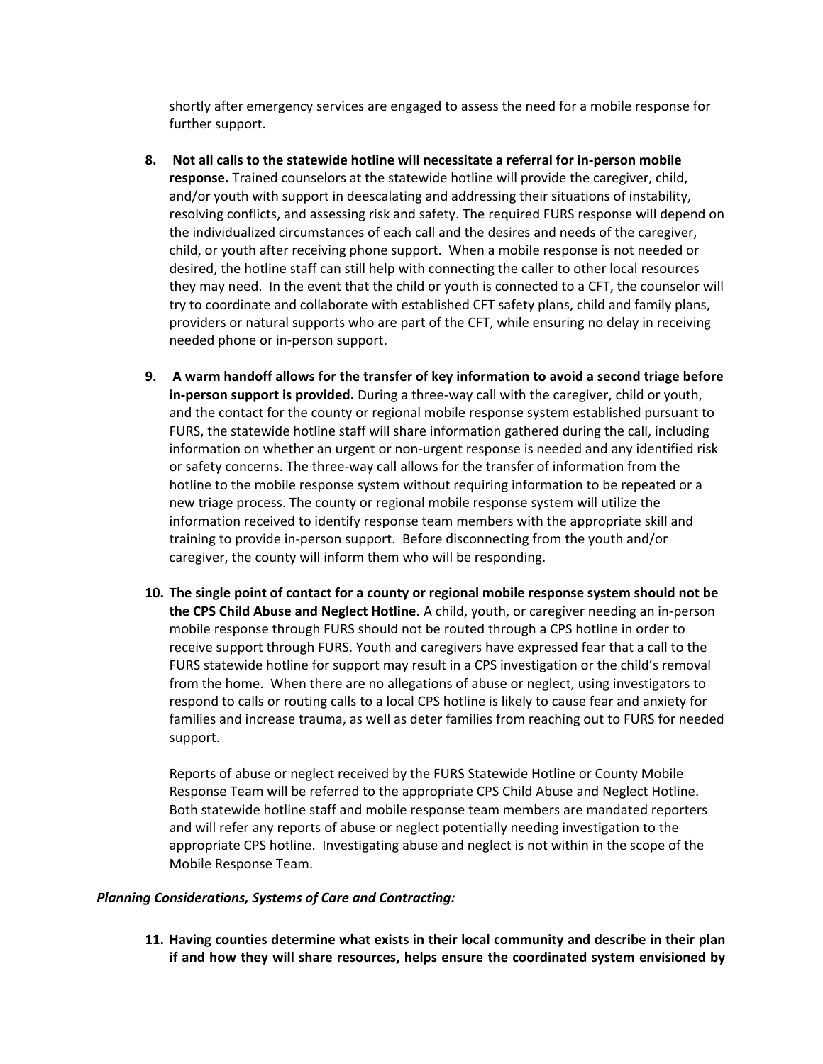shortly after emergency services are engaged to assess the need for a mobile response for further support.

8. **Not all calls to the statewide hotline will necessitate a referral for in-person mobile response.** Trained counselors at the statewide hotline will provide the caregiver, child, and/or youth with support in deescalating and addressing their situations of instability, resolving conflicts, and assessing risk and safety. The required FURS response will depend on the individualized circumstances of each call and the desires and needs of the caregiver, child, or youth after receiving phone support. When a mobile response is not needed or desired, the hotline staff can still help with connecting the caller to other local resources they may need. In the event that the child or youth is connected to a CFT, the counselor will try to coordinate and collaborate with established CFT safety plans, child and family plans, providers or natural supports who are part of the CFT, while ensuring no delay in receiving needed phone or in-person support.

9. **A warm handoff allows for the transfer of key information to avoid a second triage before in-person support is provided.** During a three-way call with the caregiver, child or youth, and the contact for the county or regional mobile response system established pursuant to FURS, the statewide hotline staff will share information gathered during the call, including information on whether an urgent or non-urgent response is needed and any identified risk or safety concerns. The three-way call allows for the transfer of information from the hotline to the mobile response system without requiring information to be repeated or a new triage process. The county or regional mobile response system will utilize the information received to identify response team members with the appropriate skill and training to provide in-person support. Before disconnecting from the youth and/or caregiver, the county will inform them who will be responding.

10. **The single point of contact for a county or regional mobile response system should not be the CPS Child Abuse and Neglect Hotline.** A child, youth, or caregiver needing an in-person mobile response through FURS should not be routed through a CPS hotline in order to receive support through FURS. Youth and caregivers have expressed fear that a call to the FURS statewide hotline for support may result in a CPS investigation or the child's removal from the home. When there are no allegations of abuse or neglect, using investigators to respond to calls or routing calls to a local CPS hotline is likely to cause fear and anxiety for families and increase trauma, as well as deter families from reaching out to FURS for needed support.

    Reports of abuse or neglect received by the FURS Statewide Hotline or County Mobile Response Team will be referred to the appropriate CPS Child Abuse and Neglect Hotline. Both statewide hotline staff and mobile response team members are mandated reporters and will refer any reports of abuse or neglect potentially needing investigation to the appropriate CPS hotline. Investigating abuse and neglect is not within in the scope of the Mobile Response Team.

***Planning Considerations, Systems of Care and Contracting:***

11. **Having counties determine what exists in their local community and describe in their plan if and how they will share resources, helps ensure the coordinated system envisioned by**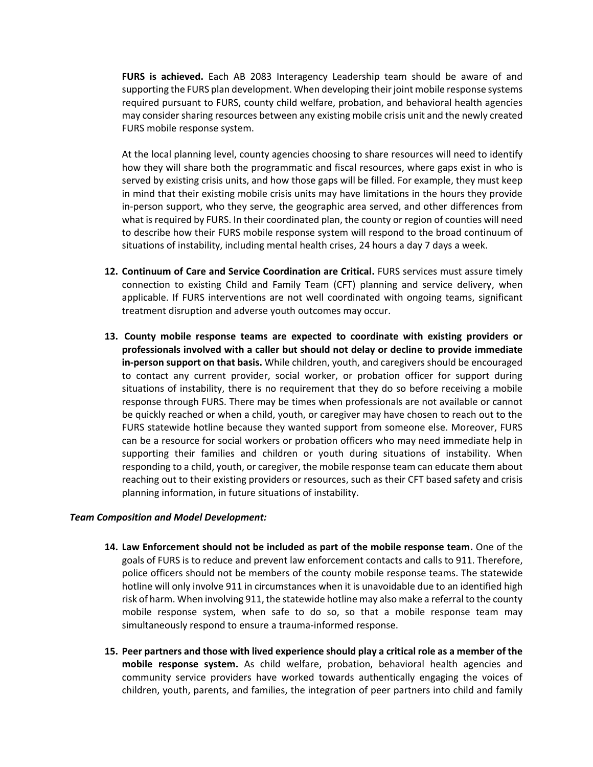**FURS is achieved.** Each AB 2083 Interagency Leadership team should be aware of and supporting the FURS plan development. When developing their joint mobile response systems required pursuant to FURS, county child welfare, probation, and behavioral health agencies may consider sharing resources between any existing mobile crisis unit and the newly created FURS mobile response system.

At the local planning level, county agencies choosing to share resources will need to identify how they will share both the programmatic and fiscal resources, where gaps exist in who is served by existing crisis units, and how those gaps will be filled. For example, they must keep in mind that their existing mobile crisis units may have limitations in the hours they provide in-person support, who they serve, the geographic area served, and other differences from what is required by FURS. In their coordinated plan, the county or region of counties will need to describe how their FURS mobile response system will respond to the broad continuum of situations of instability, including mental health crises, 24 hours a day 7 days a week.

12. **Continuum of Care and Service Coordination are Critical.** FURS services must assure timely connection to existing Child and Family Team (CFT) planning and service delivery, when applicable. If FURS interventions are not well coordinated with ongoing teams, significant treatment disruption and adverse youth outcomes may occur.

13. **County mobile response teams are expected to coordinate with existing providers or professionals involved with a caller but should not delay or decline to provide immediate in-person support on that basis.** While children, youth, and caregivers should be encouraged to contact any current provider, social worker, or probation officer for support during situations of instability, there is no requirement that they do so before receiving a mobile response through FURS. There may be times when professionals are not available or cannot be quickly reached or when a child, youth, or caregiver may have chosen to reach out to the FURS statewide hotline because they wanted support from someone else. Moreover, FURS can be a resource for social workers or probation officers who may need immediate help in supporting their families and children or youth during situations of instability. When responding to a child, youth, or caregiver, the mobile response team can educate them about reaching out to their existing providers or resources, such as their CFT based safety and crisis planning information, in future situations of instability.

***Team Composition and Model Development:***

14. **Law Enforcement should not be included as part of the mobile response team.** One of the goals of FURS is to reduce and prevent law enforcement contacts and calls to 911. Therefore, police officers should not be members of the county mobile response teams. The statewide hotline will only involve 911 in circumstances when it is unavoidable due to an identified high risk of harm. When involving 911, the statewide hotline may also make a referral to the county mobile response system, when safe to do so, so that a mobile response team may simultaneously respond to ensure a trauma-informed response.

15. **Peer partners and those with lived experience should play a critical role as a member of the mobile response system.** As child welfare, probation, behavioral health agencies and community service providers have worked towards authentically engaging the voices of children, youth, parents, and families, the integration of peer partners into child and family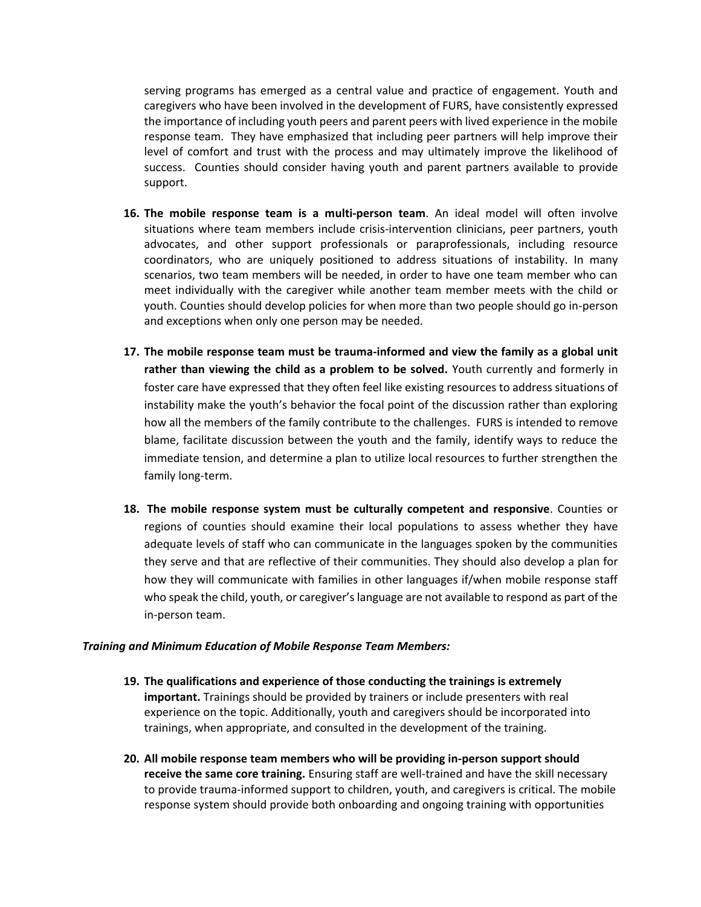serving programs has emerged as a central value and practice of engagement. Youth and caregivers who have been involved in the development of FURS, have consistently expressed the importance of including youth peers and parent peers with lived experience in the mobile response team. They have emphasized that including peer partners will help improve their level of comfort and trust with the process and may ultimately improve the likelihood of success. Counties should consider having youth and parent partners available to provide support.

16. **The mobile response team is a multi-person team**. An ideal model will often involve situations where team members include crisis-intervention clinicians, peer partners, youth advocates, and other support professionals or paraprofessionals, including resource coordinators, who are uniquely positioned to address situations of instability. In many scenarios, two team members will be needed, in order to have one team member who can meet individually with the caregiver while another team member meets with the child or youth. Counties should develop policies for when more than two people should go in-person and exceptions when only one person may be needed.

17. **The mobile response team must be trauma-informed and view the family as a global unit rather than viewing the child as a problem to be solved.** Youth currently and formerly in foster care have expressed that they often feel like existing resources to address situations of instability make the youth's behavior the focal point of the discussion rather than exploring how all the members of the family contribute to the challenges. FURS is intended to remove blame, facilitate discussion between the youth and the family, identify ways to reduce the immediate tension, and determine a plan to utilize local resources to further strengthen the family long-term.

18. **The mobile response system must be culturally competent and responsive**. Counties or regions of counties should examine their local populations to assess whether they have adequate levels of staff who can communicate in the languages spoken by the communities they serve and that are reflective of their communities. They should also develop a plan for how they will communicate with families in other languages if/when mobile response staff who speak the child, youth, or caregiver's language are not available to respond as part of the in-person team.

***Training and Minimum Education of Mobile Response Team Members:***

19. **The qualifications and experience of those conducting the trainings is extremely important.** Trainings should be provided by trainers or include presenters with real experience on the topic. Additionally, youth and caregivers should be incorporated into trainings, when appropriate, and consulted in the development of the training.

20. **All mobile response team members who will be providing in-person support should receive the same core training.** Ensuring staff are well-trained and have the skill necessary to provide trauma-informed support to children, youth, and caregivers is critical. The mobile response system should provide both onboarding and ongoing training with opportunities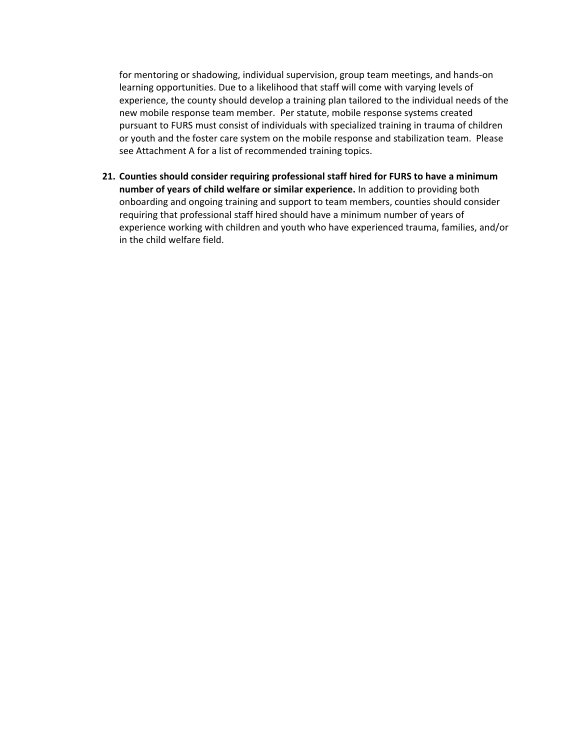for mentoring or shadowing, individual supervision, group team meetings, and hands-on learning opportunities. Due to a likelihood that staff will come with varying levels of experience, the county should develop a training plan tailored to the individual needs of the new mobile response team member. Per statute, mobile response systems created pursuant to FURS must consist of individuals with specialized training in trauma of children or youth and the foster care system on the mobile response and stabilization team. Please see Attachment A for a list of recommended training topics.

21. **Counties should consider requiring professional staff hired for FURS to have a minimum number of years of child welfare or similar experience.** In addition to providing both onboarding and ongoing training and support to team members, counties should consider requiring that professional staff hired should have a minimum number of years of experience working with children and youth who have experienced trauma, families, and/or in the child welfare field.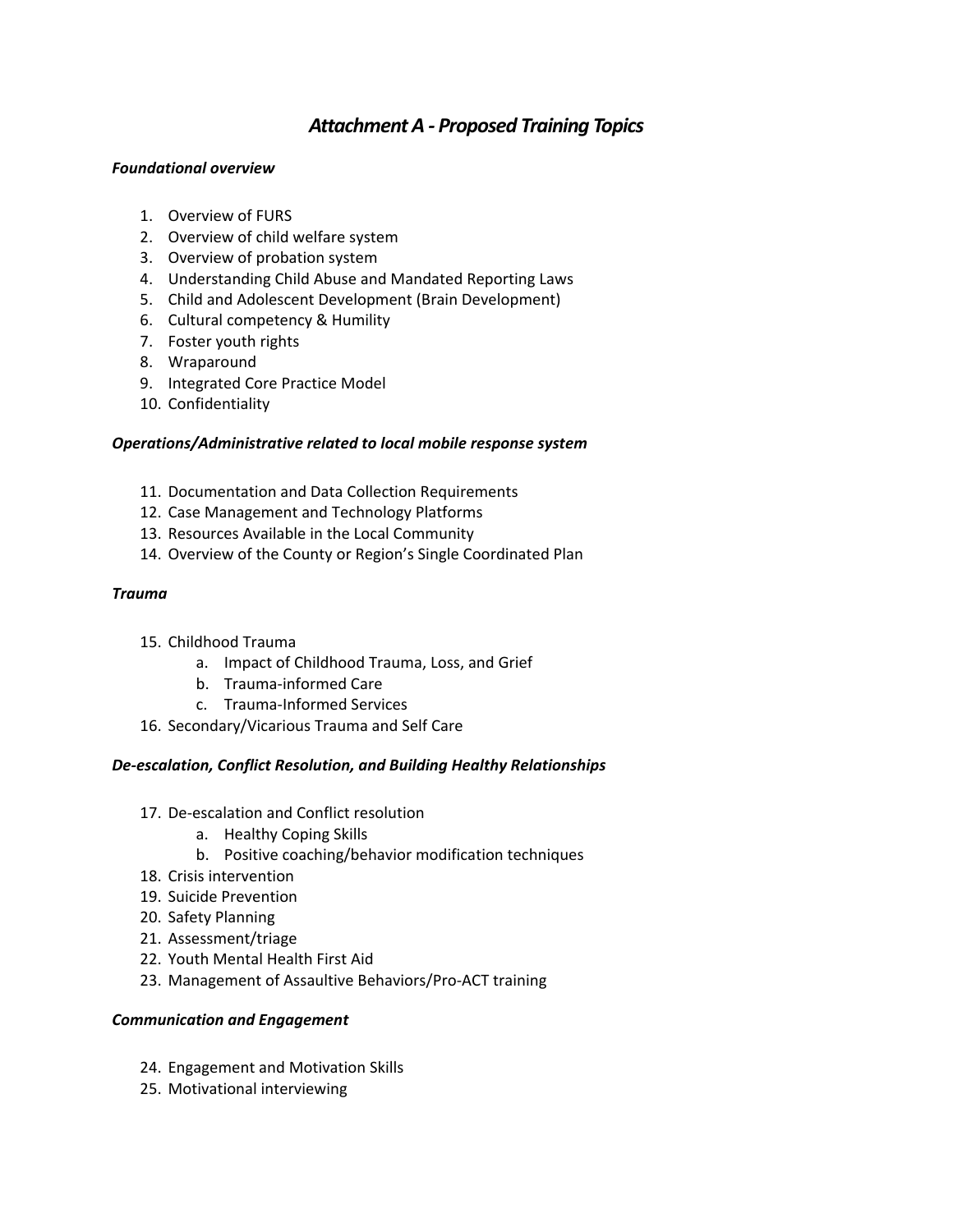# *Attachment A - Proposed Training Topics*

***Foundational overview***

1. Overview of FURS
2. Overview of child welfare system
3. Overview of probation system
4. Understanding Child Abuse and Mandated Reporting Laws
5. Child and Adolescent Development (Brain Development)
6. Cultural competency & Humility
7. Foster youth rights
8. Wraparound
9. Integrated Core Practice Model
10. Confidentiality

***Operations/Administrative related to local mobile response system***

11. Documentation and Data Collection Requirements
12. Case Management and Technology Platforms
13. Resources Available in the Local Community
14. Overview of the County or Region's Single Coordinated Plan

***Trauma***

15. Childhood Trauma
    a. Impact of Childhood Trauma, Loss, and Grief
    b. Trauma-informed Care
    c. Trauma-Informed Services
16. Secondary/Vicarious Trauma and Self Care

***De-escalation, Conflict Resolution, and Building Healthy Relationships***

17. De-escalation and Conflict resolution
    a. Healthy Coping Skills
    b. Positive coaching/behavior modification techniques
18. Crisis intervention
19. Suicide Prevention
20. Safety Planning
21. Assessment/triage
22. Youth Mental Health First Aid
23. Management of Assaultive Behaviors/Pro-ACT training

***Communication and Engagement***

24. Engagement and Motivation Skills
25. Motivational interviewing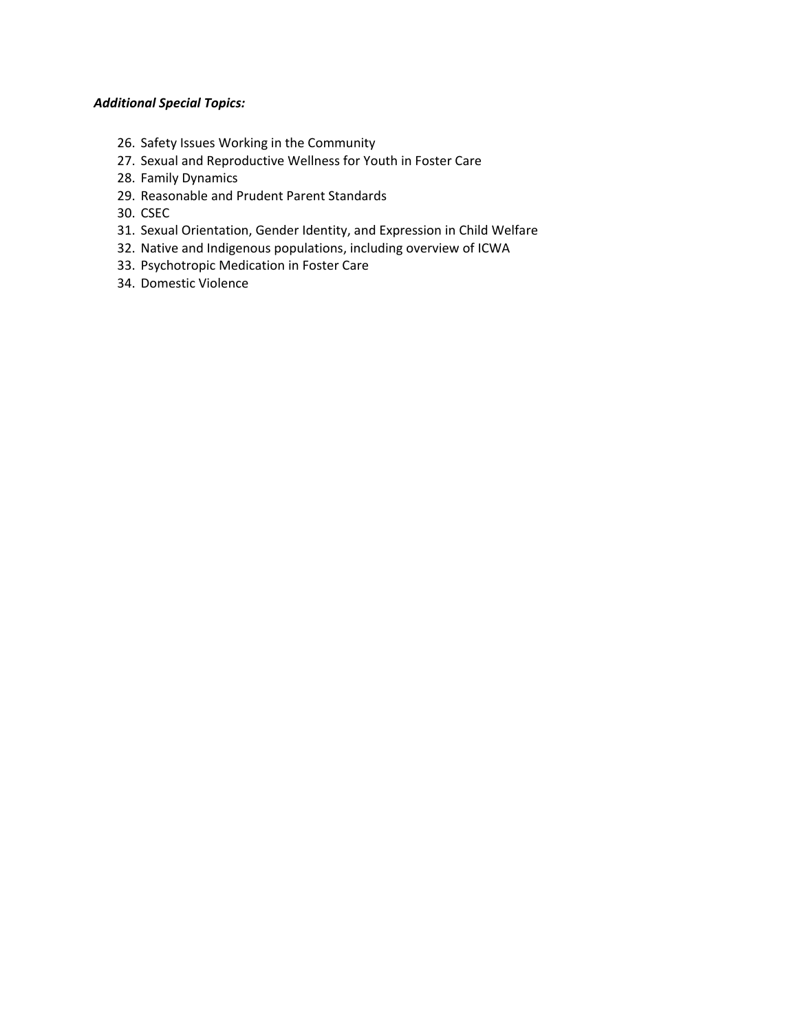***Additional Special Topics:***

26. Safety Issues Working in the Community
27. Sexual and Reproductive Wellness for Youth in Foster Care
28. Family Dynamics
29. Reasonable and Prudent Parent Standards
30. CSEC
31. Sexual Orientation, Gender Identity, and Expression in Child Welfare
32. Native and Indigenous populations, including overview of ICWA
33. Psychotropic Medication in Foster Care
34. Domestic Violence